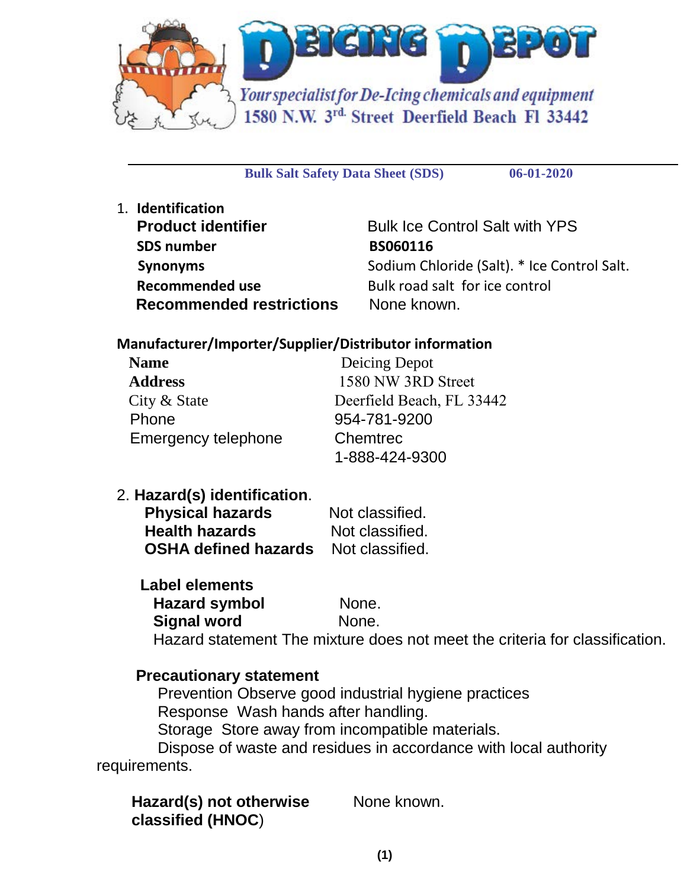# DEICING DEPOT

*Your specialist for De-Icing chemicals and equipment*

1580 N.W. 3rd Street Deerfield Beach Fl 33442

---

**Bulk Salt Safety Data Sheet (SDS)** **06-01-2020**

## 1. Identification

| | |
|---|---|
| **Product identifier** | Bulk Ice Control Salt with YPS |
| **SDS number** | **BS060116** |
| **Synonyms** | Sodium Chloride (Salt). * Ice Control Salt. |
| **Recommended use** | Bulk road salt for ice control |
| **Recommended restrictions** | None known. |

### Manufacturer/Importer/Supplier/Distributor information

| | |
|---|---|
| **Name** | Deicing Depot |
| **Address** | 1580 NW 3RD Street |
| City & State | Deerfield Beach, FL 33442 |
| Phone | 954-781-9200 |
| Emergency telephone | Chemtrec<br>1-888-424-9300 |

## 2. Hazard(s) identification.

| | |
|---|---|
| **Physical hazards** | Not classified. |
| **Health hazards** | Not classified. |
| **OSHA defined hazards** | Not classified. |

**Label elements**

| | |
|---|---|
| **Hazard symbol** | None. |
| **Signal word** | None. |

Hazard statement The mixture does not meet the criteria for classification.

**Precautionary statement**

Prevention Observe good industrial hygiene practices

Response Wash hands after handling.

Storage Store away from incompatible materials.

Dispose of waste and residues in accordance with local authority requirements.

| | |
|---|---|
| **Hazard(s) not otherwise classified (HNOC)** | None known. |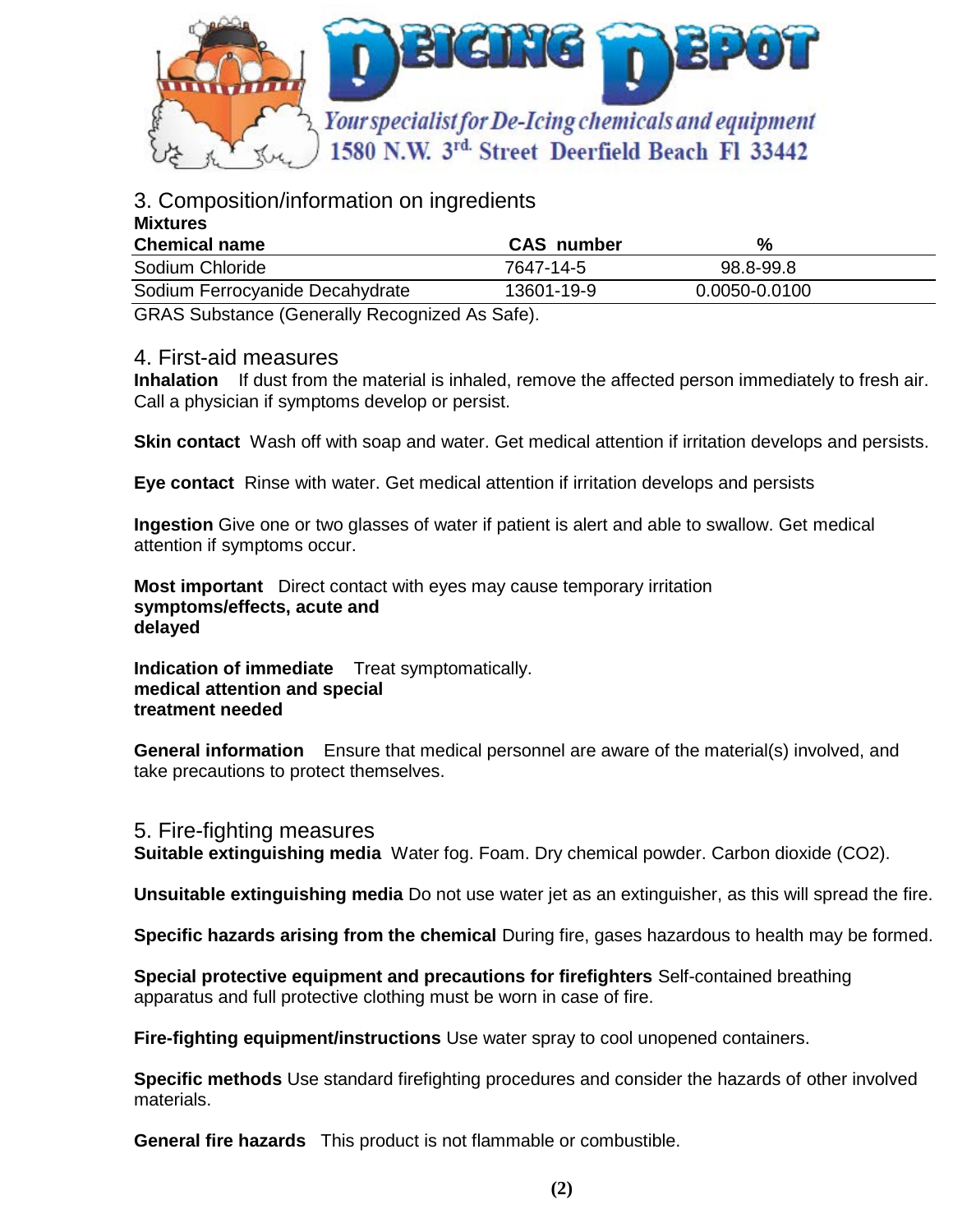## 3. Composition/information on ingredients

**Mixtures**

| Chemical name | CAS number | % |
|---|---|---|
| Sodium Chloride | 7647-14-5 | 98.8-99.8 |
| Sodium Ferrocyanide Decahydrate | 13601-19-9 | 0.0050-0.0100 |

GRAS Substance (Generally Recognized As Safe).

## 4. First-aid measures

**Inhalation** If dust from the material is inhaled, remove the affected person immediately to fresh air. Call a physician if symptoms develop or persist.

**Skin contact** Wash off with soap and water. Get medical attention if irritation develops and persists.

**Eye contact** Rinse with water. Get medical attention if irritation develops and persists

**Ingestion** Give one or two glasses of water if patient is alert and able to swallow. Get medical attention if symptoms occur.

**Most important symptoms/effects, acute and delayed** Direct contact with eyes may cause temporary irritation

**Indication of immediate medical attention and special treatment needed** Treat symptomatically.

**General information** Ensure that medical personnel are aware of the material(s) involved, and take precautions to protect themselves.

## 5. Fire-fighting measures

**Suitable extinguishing media** Water fog. Foam. Dry chemical powder. Carbon dioxide ($CO_2$).

**Unsuitable extinguishing media** Do not use water jet as an extinguisher, as this will spread the fire.

**Specific hazards arising from the chemical** During fire, gases hazardous to health may be formed.

**Special protective equipment and precautions for firefighters** Self-contained breathing apparatus and full protective clothing must be worn in case of fire.

**Fire-fighting equipment/instructions** Use water spray to cool unopened containers.

**Specific methods** Use standard firefighting procedures and consider the hazards of other involved materials.

**General fire hazards** This product is not flammable or combustible.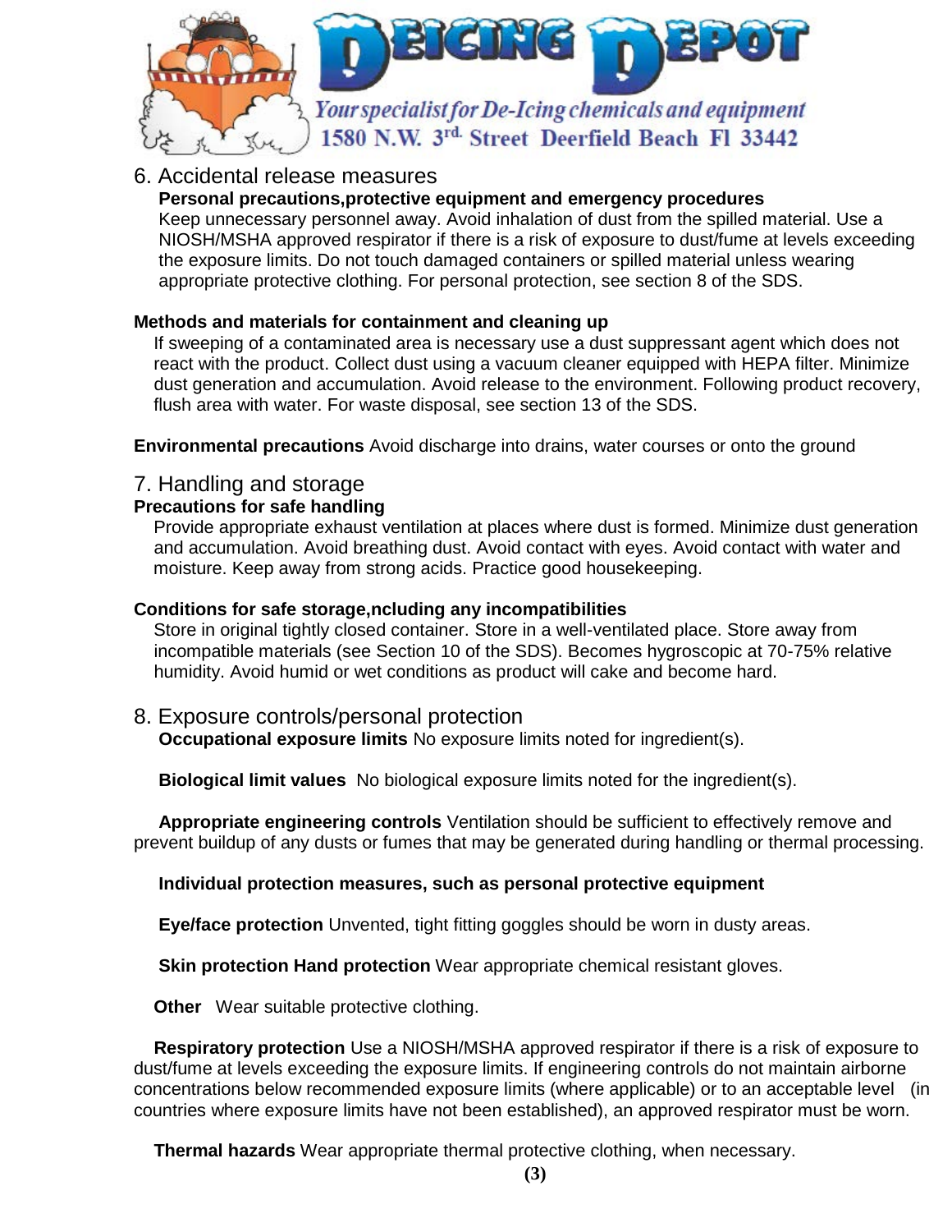## 6. Accidental release measures

**Personal precautions,protective equipment and emergency procedures**

Keep unnecessary personnel away. Avoid inhalation of dust from the spilled material. Use a NIOSH/MSHA approved respirator if there is a risk of exposure to dust/fume at levels exceeding the exposure limits. Do not touch damaged containers or spilled material unless wearing appropriate protective clothing. For personal protection, see section 8 of the SDS.

**Methods and materials for containment and cleaning up**

If sweeping of a contaminated area is necessary use a dust suppressant agent which does not react with the product. Collect dust using a vacuum cleaner equipped with HEPA filter. Minimize dust generation and accumulation. Avoid release to the environment. Following product recovery, flush area with water. For waste disposal, see section 13 of the SDS.

**Environmental precautions** Avoid discharge into drains, water courses or onto the ground

## 7. Handling and storage

**Precautions for safe handling**

Provide appropriate exhaust ventilation at places where dust is formed. Minimize dust generation and accumulation. Avoid breathing dust. Avoid contact with eyes. Avoid contact with water and moisture. Keep away from strong acids. Practice good housekeeping.

**Conditions for safe storage,ncluding any incompatibilities**

Store in original tightly closed container. Store in a well-ventilated place. Store away from incompatible materials (see Section 10 of the SDS). Becomes hygroscopic at 70-75% relative humidity. Avoid humid or wet conditions as product will cake and become hard.

## 8. Exposure controls/personal protection

**Occupational exposure limits** No exposure limits noted for ingredient(s).

**Biological limit values** No biological exposure limits noted for the ingredient(s).

**Appropriate engineering controls** Ventilation should be sufficient to effectively remove and prevent buildup of any dusts or fumes that may be generated during handling or thermal processing.

**Individual protection measures, such as personal protective equipment**

**Eye/face protection** Unvented, tight fitting goggles should be worn in dusty areas.

**Skin protection Hand protection** Wear appropriate chemical resistant gloves.

**Other** Wear suitable protective clothing.

**Respiratory protection** Use a NIOSH/MSHA approved respirator if there is a risk of exposure to dust/fume at levels exceeding the exposure limits. If engineering controls do not maintain airborne concentrations below recommended exposure limits (where applicable) or to an acceptable level (in countries where exposure limits have not been established), an approved respirator must be worn.

**Thermal hazards** Wear appropriate thermal protective clothing, when necessary.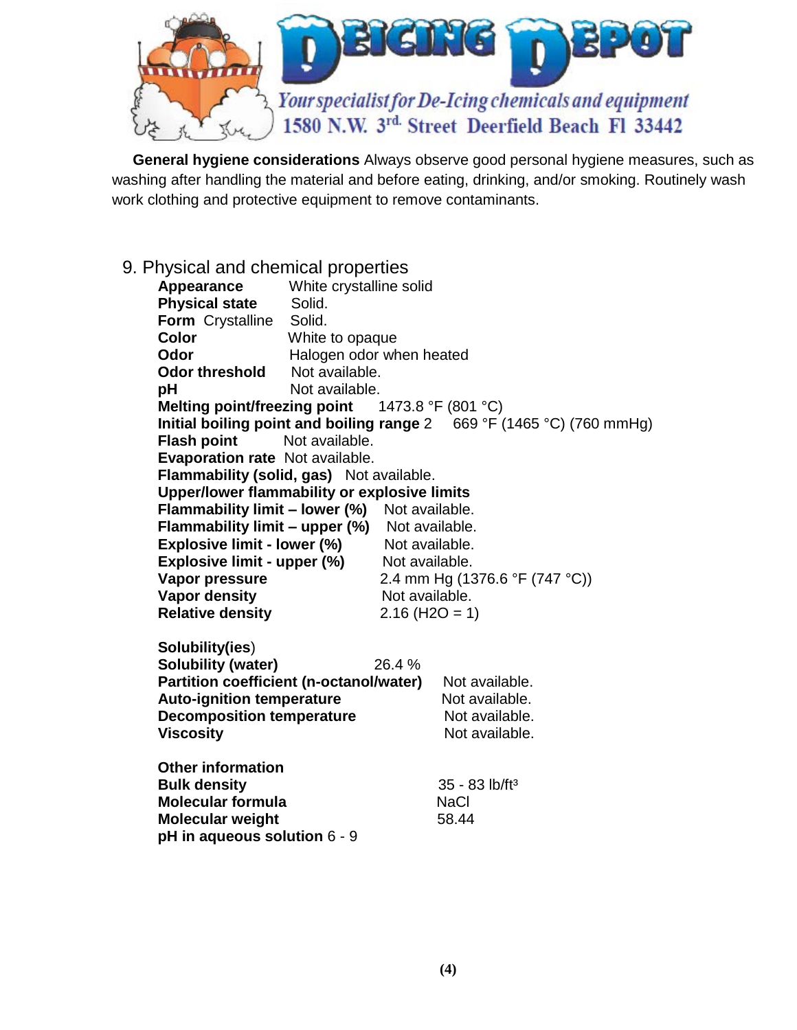**General hygiene considerations** Always observe good personal hygiene measures, such as washing after handling the material and before eating, drinking, and/or smoking. Routinely wash work clothing and protective equipment to remove contaminants.

## 9. Physical and chemical properties

**Appearance** White crystalline solid
**Physical state** Solid.
**Form** Crystalline Solid.
**Color** White to opaque
**Odor** Halogen odor when heated
**Odor threshold** Not available.
**pH** Not available.
**Melting point/freezing point** 1473.8 °F (801 °C)
**Initial boiling point and boiling range** 2 669 °F (1465 °C) (760 mmHg)
**Flash point** Not available.
**Evaporation rate** Not available.
**Flammability (solid, gas)** Not available.
**Upper/lower flammability or explosive limits**
**Flammability limit – lower (%)** Not available.
**Flammability limit – upper (%)** Not available.
**Explosive limit - lower (%)** Not available.
**Explosive limit - upper (%)** Not available.
**Vapor pressure** 2.4 mm Hg (1376.6 °F (747 °C))
**Vapor density** Not available.
**Relative density** 2.16 ($H_2O$ = 1)

**Solubility(ies)**
**Solubility (water)** 26.4 %
**Partition coefficient (n-octanol/water)** Not available.
**Auto-ignition temperature** Not available.
**Decomposition temperature** Not available.
**Viscosity** Not available.

**Other information**
**Bulk density** 35 - 83 lb/ft³
**Molecular formula** NaCl
**Molecular weight** 58.44
**pH in aqueous solution** 6 - 9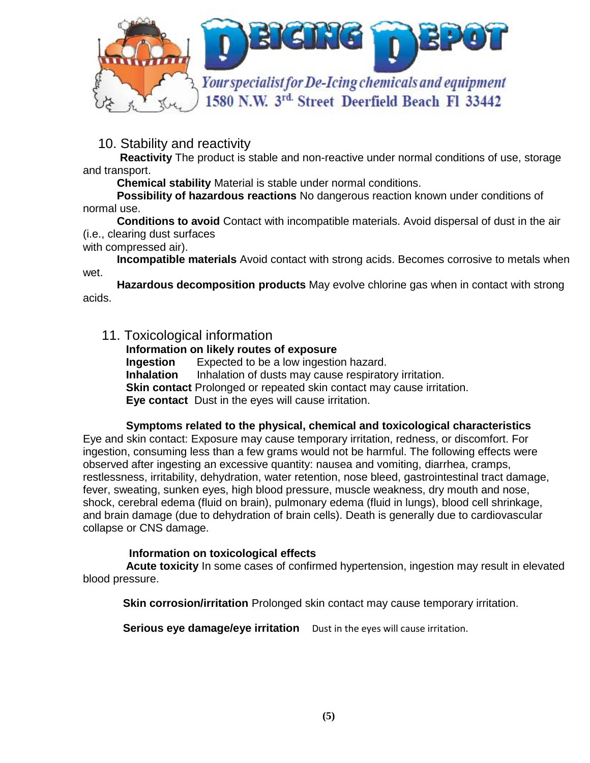## 10. Stability and reactivity

**Reactivity** The product is stable and non-reactive under normal conditions of use, storage and transport.

**Chemical stability** Material is stable under normal conditions.

**Possibility of hazardous reactions** No dangerous reaction known under conditions of normal use.

**Conditions to avoid** Contact with incompatible materials. Avoid dispersal of dust in the air (i.e., clearing dust surfaces with compressed air).

**Incompatible materials** Avoid contact with strong acids. Becomes corrosive to metals when wet.

**Hazardous decomposition products** May evolve chlorine gas when in contact with strong acids.

## 11. Toxicological information

**Information on likely routes of exposure**

**Ingestion** Expected to be a low ingestion hazard.

**Inhalation** Inhalation of dusts may cause respiratory irritation.

**Skin contact** Prolonged or repeated skin contact may cause irritation.

**Eye contact** Dust in the eyes will cause irritation.

**Symptoms related to the physical, chemical and toxicological characteristics**

Eye and skin contact: Exposure may cause temporary irritation, redness, or discomfort. For ingestion, consuming less than a few grams would not be harmful. The following effects were observed after ingesting an excessive quantity: nausea and vomiting, diarrhea, cramps, restlessness, irritability, dehydration, water retention, nose bleed, gastrointestinal tract damage, fever, sweating, sunken eyes, high blood pressure, muscle weakness, dry mouth and nose, shock, cerebral edema (fluid on brain), pulmonary edema (fluid in lungs), blood cell shrinkage, and brain damage (due to dehydration of brain cells). Death is generally due to cardiovascular collapse or CNS damage.

**Information on toxicological effects**

**Acute toxicity** In some cases of confirmed hypertension, ingestion may result in elevated blood pressure.

**Skin corrosion/irritation** Prolonged skin contact may cause temporary irritation.

**Serious eye damage/eye irritation** Dust in the eyes will cause irritation.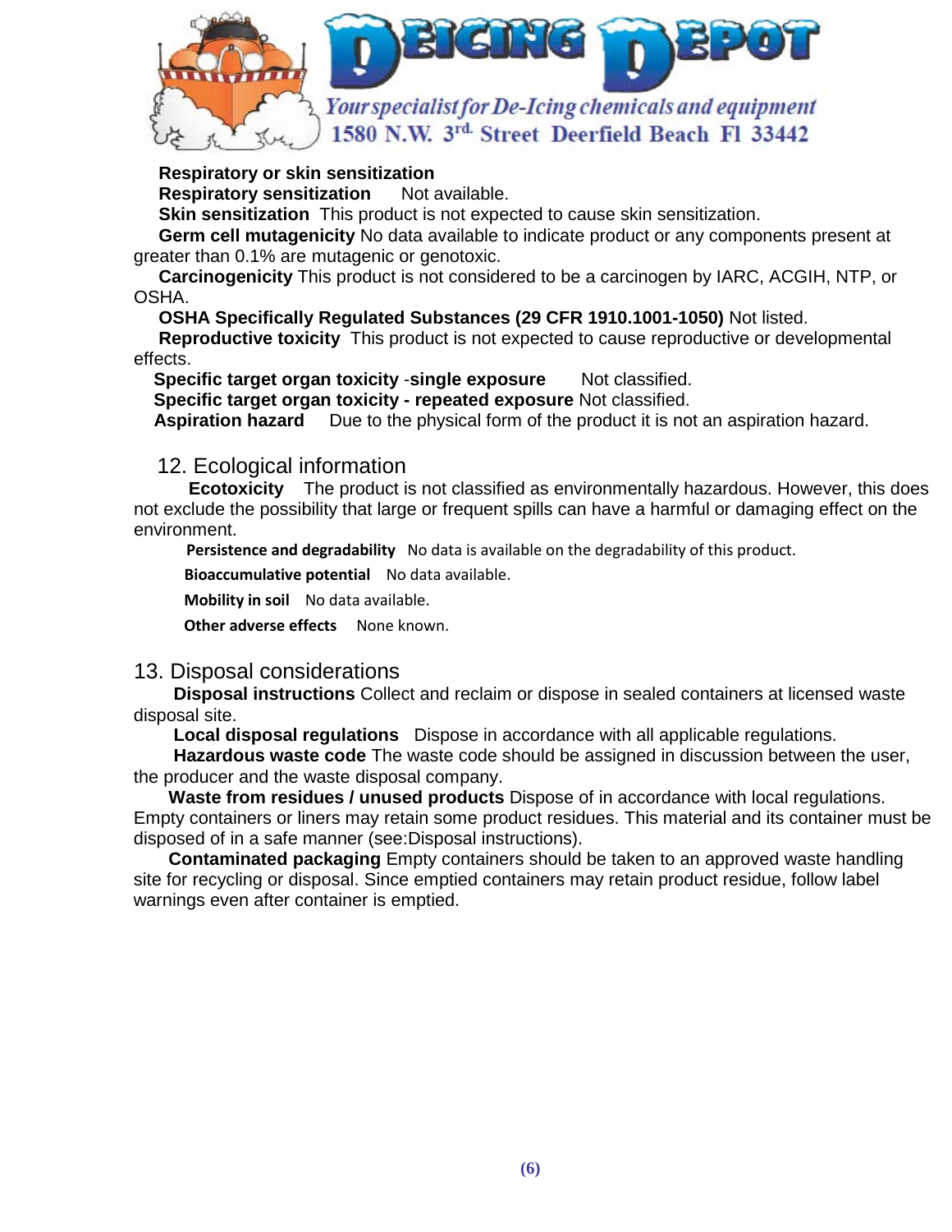**Respiratory or skin sensitization**

**Respiratory sensitization** Not available.

**Skin sensitization** This product is not expected to cause skin sensitization.

**Germ cell mutagenicity** No data available to indicate product or any components present at greater than 0.1% are mutagenic or genotoxic.

**Carcinogenicity** This product is not considered to be a carcinogen by IARC, ACGIH, NTP, or OSHA.

**OSHA Specifically Regulated Substances (29 CFR 1910.1001-1050)** Not listed.

**Reproductive toxicity** This product is not expected to cause reproductive or developmental effects.

**Specific target organ toxicity -single exposure** Not classified.

**Specific target organ toxicity - repeated exposure** Not classified.

**Aspiration hazard** Due to the physical form of the product it is not an aspiration hazard.

## 12. Ecological information

**Ecotoxicity** The product is not classified as environmentally hazardous. However, this does not exclude the possibility that large or frequent spills can have a harmful or damaging effect on the environment.

**Persistence and degradability** No data is available on the degradability of this product.

**Bioaccumulative potential** No data available.

**Mobility in soil** No data available.

**Other adverse effects** None known.

## 13. Disposal considerations

**Disposal instructions** Collect and reclaim or dispose in sealed containers at licensed waste disposal site.

**Local disposal regulations** Dispose in accordance with all applicable regulations.

**Hazardous waste code** The waste code should be assigned in discussion between the user, the producer and the waste disposal company.

**Waste from residues / unused products** Dispose of in accordance with local regulations. Empty containers or liners may retain some product residues. This material and its container must be disposed of in a safe manner (see:Disposal instructions).

**Contaminated packaging** Empty containers should be taken to an approved waste handling site for recycling or disposal. Since emptied containers may retain product residue, follow label warnings even after container is emptied.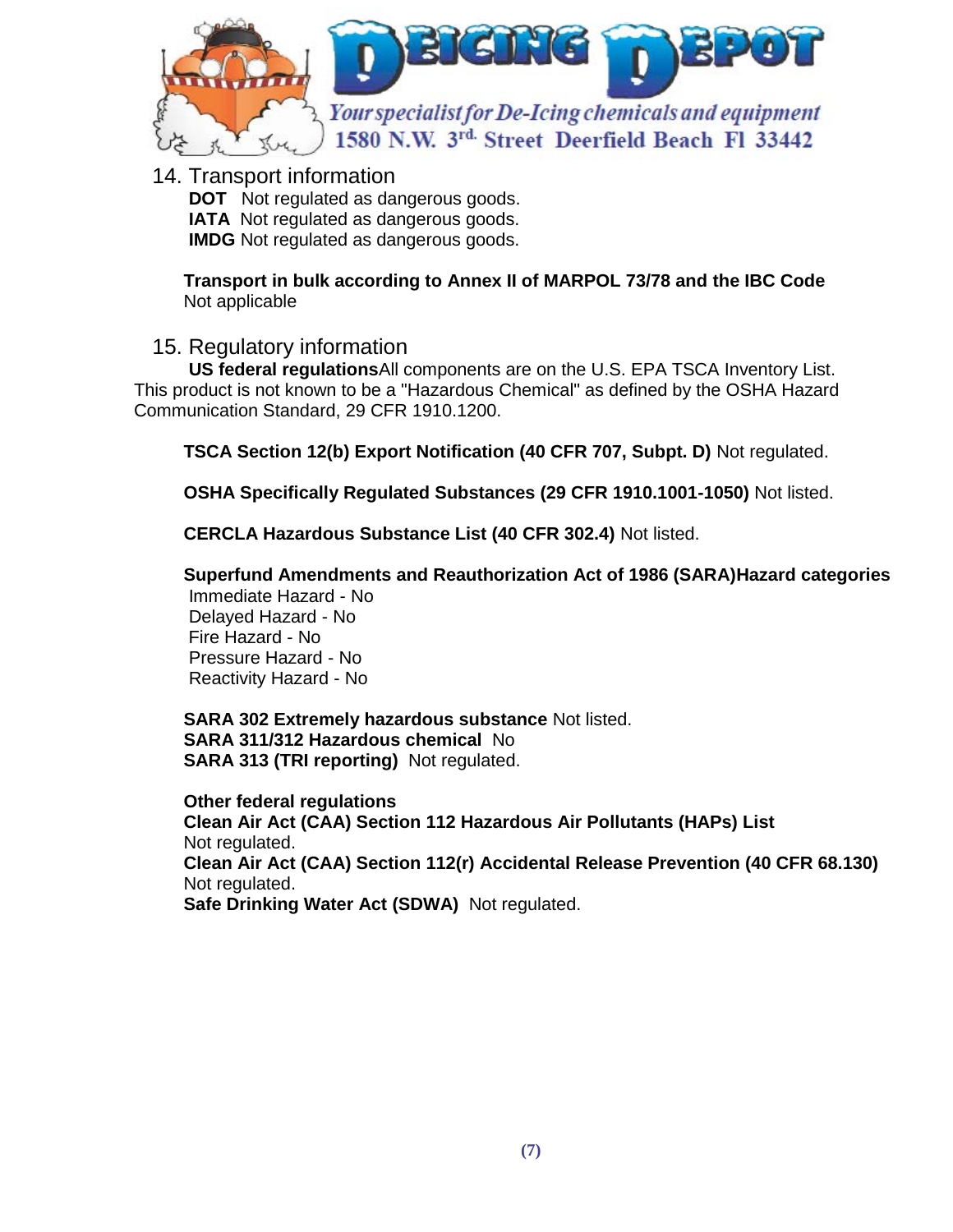## 14. Transport information

**DOT** Not regulated as dangerous goods.
**IATA** Not regulated as dangerous goods.
**IMDG** Not regulated as dangerous goods.

**Transport in bulk according to Annex II of MARPOL 73/78 and the IBC Code**
Not applicable

## 15. Regulatory information

**US federal regulations**All components are on the U.S. EPA TSCA Inventory List. This product is not known to be a "Hazardous Chemical" as defined by the OSHA Hazard Communication Standard, 29 CFR 1910.1200.

**TSCA Section 12(b) Export Notification (40 CFR 707, Subpt. D)** Not regulated.

**OSHA Specifically Regulated Substances (29 CFR 1910.1001-1050)** Not listed.

**CERCLA Hazardous Substance List (40 CFR 302.4)** Not listed.

**Superfund Amendments and Reauthorization Act of 1986 (SARA)Hazard categories**
Immediate Hazard - No
Delayed Hazard - No
Fire Hazard - No
Pressure Hazard - No
Reactivity Hazard - No

**SARA 302 Extremely hazardous substance** Not listed.
**SARA 311/312 Hazardous chemical** No
**SARA 313 (TRI reporting)** Not regulated.

**Other federal regulations**
**Clean Air Act (CAA) Section 112 Hazardous Air Pollutants (HAPs) List**
Not regulated.
**Clean Air Act (CAA) Section 112(r) Accidental Release Prevention (40 CFR 68.130)**
Not regulated.
**Safe Drinking Water Act (SDWA)** Not regulated.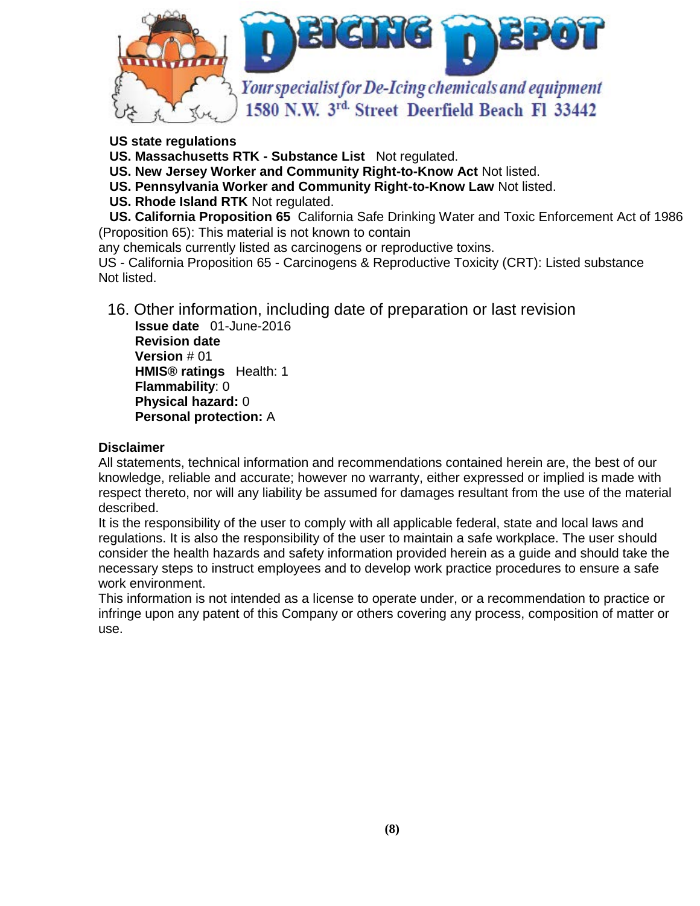**US state regulations**

**US. Massachusetts RTK - Substance List** Not regulated.

**US. New Jersey Worker and Community Right-to-Know Act** Not listed.

**US. Pennsylvania Worker and Community Right-to-Know Law** Not listed.

**US. Rhode Island RTK** Not regulated.

**US. California Proposition 65** California Safe Drinking Water and Toxic Enforcement Act of 1986 (Proposition 65): This material is not known to contain any chemicals currently listed as carcinogens or reproductive toxins.

US - California Proposition 65 - Carcinogens & Reproductive Toxicity (CRT): Listed substance Not listed.

## 16. Other information, including date of preparation or last revision

**Issue date** 01-June-2016

**Revision date**

**Version** # 01

**HMIS® ratings** Health: 1

**Flammability**: 0

**Physical hazard:** 0

**Personal protection:** A

**Disclaimer**

All statements, technical information and recommendations contained herein are, the best of our knowledge, reliable and accurate; however no warranty, either expressed or implied is made with respect thereto, nor will any liability be assumed for damages resultant from the use of the material described.

It is the responsibility of the user to comply with all applicable federal, state and local laws and regulations. It is also the responsibility of the user to maintain a safe workplace. The user should consider the health hazards and safety information provided herein as a guide and should take the necessary steps to instruct employees and to develop work practice procedures to ensure a safe work environment.

This information is not intended as a license to operate under, or a recommendation to practice or infringe upon any patent of this Company or others covering any process, composition of matter or use.